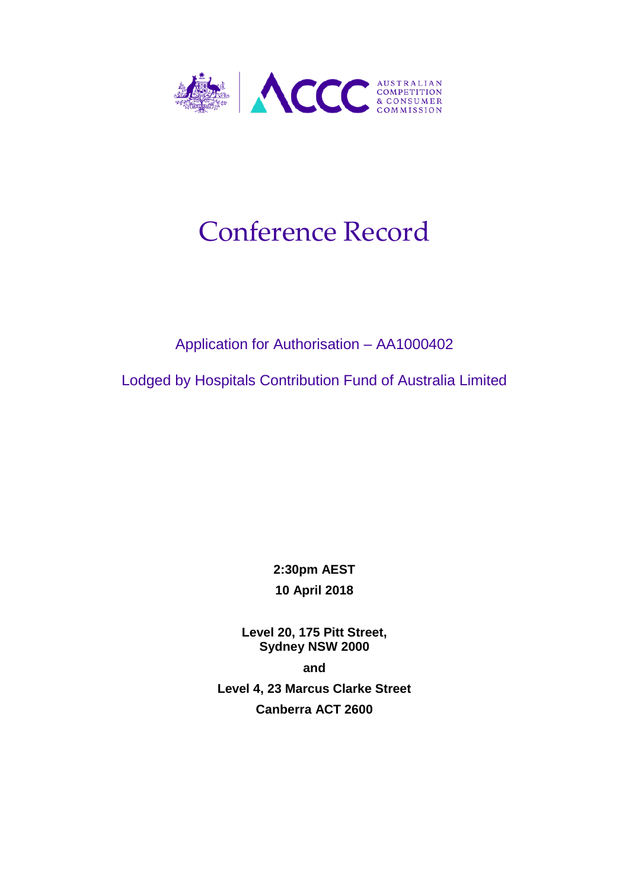AUSTRALIAN COMPETITION & CONSUMER COMMISSION

# Conference Record

Application for Authorisation – AA1000402

Lodged by Hospitals Contribution Fund of Australia Limited

**2:30pm AEST**

**10 April 2018**

**Level 20, 175 Pitt Street,**
**Sydney NSW 2000**

**and**

**Level 4, 23 Marcus Clarke Street**

**Canberra ACT 2600**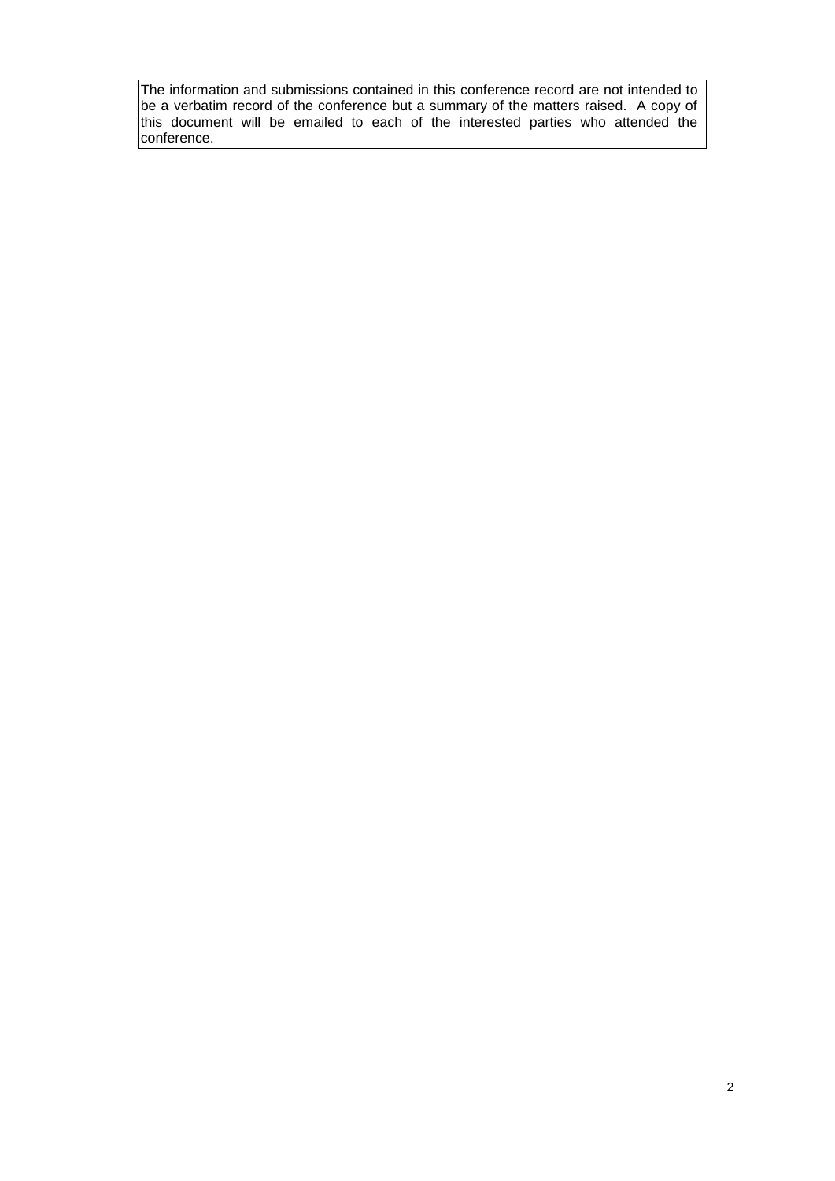The information and submissions contained in this conference record are not intended to be a verbatim record of the conference but a summary of the matters raised. A copy of this document will be emailed to each of the interested parties who attended the conference.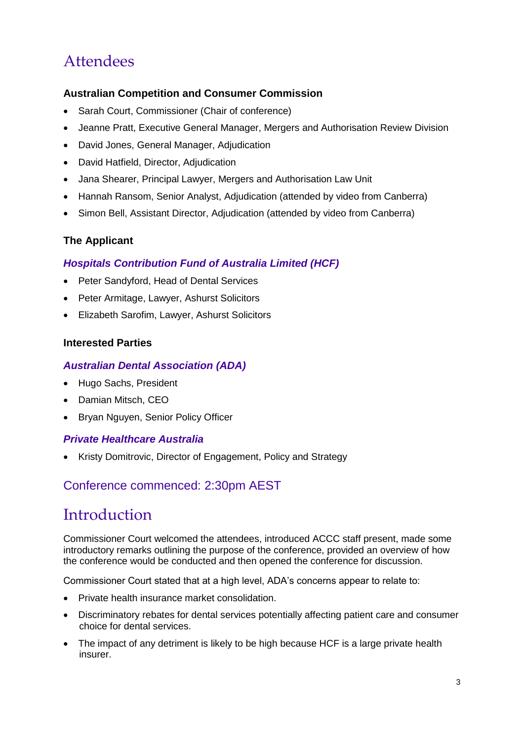# Attendees

### Australian Competition and Consumer Commission

- Sarah Court, Commissioner (Chair of conference)
- Jeanne Pratt, Executive General Manager, Mergers and Authorisation Review Division
- David Jones, General Manager, Adjudication
- David Hatfield, Director, Adjudication
- Jana Shearer, Principal Lawyer, Mergers and Authorisation Law Unit
- Hannah Ransom, Senior Analyst, Adjudication (attended by video from Canberra)
- Simon Bell, Assistant Director, Adjudication (attended by video from Canberra)

### The Applicant

#### *Hospitals Contribution Fund of Australia Limited (HCF)*

- Peter Sandyford, Head of Dental Services
- Peter Armitage, Lawyer, Ashurst Solicitors
- Elizabeth Sarofim, Lawyer, Ashurst Solicitors

### Interested Parties

#### *Australian Dental Association (ADA)*

- Hugo Sachs, President
- Damian Mitsch, CEO
- Bryan Nguyen, Senior Policy Officer

#### *Private Healthcare Australia*

- Kristy Domitrovic, Director of Engagement, Policy and Strategy

## Conference commenced: 2:30pm AEST

# Introduction

Commissioner Court welcomed the attendees, introduced ACCC staff present, made some introductory remarks outlining the purpose of the conference, provided an overview of how the conference would be conducted and then opened the conference for discussion.

Commissioner Court stated that at a high level, ADA's concerns appear to relate to:

- Private health insurance market consolidation.
- Discriminatory rebates for dental services potentially affecting patient care and consumer choice for dental services.
- The impact of any detriment is likely to be high because HCF is a large private health insurer.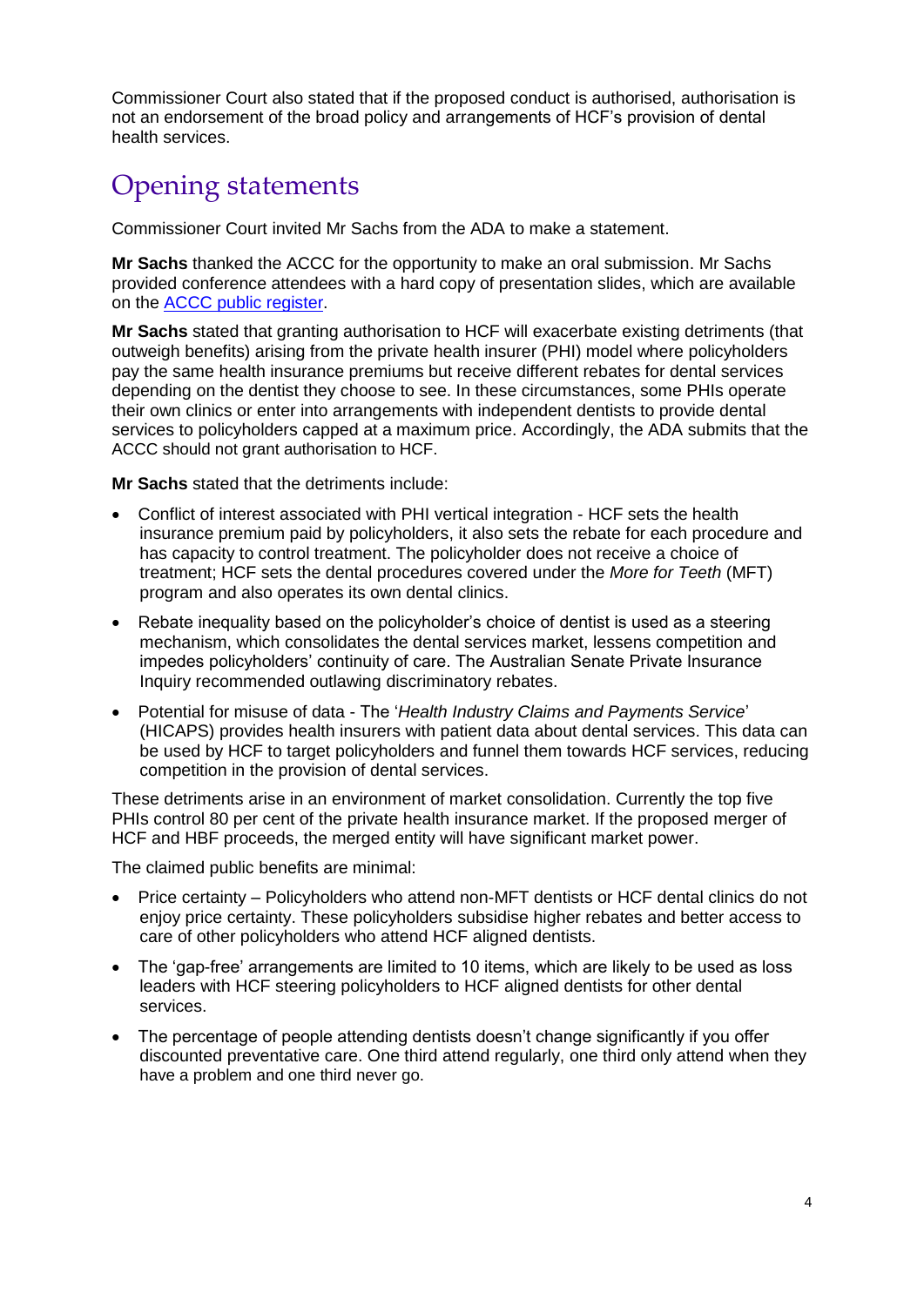Commissioner Court also stated that if the proposed conduct is authorised, authorisation is not an endorsement of the broad policy and arrangements of HCF's provision of dental health services.

## Opening statements

Commissioner Court invited Mr Sachs from the ADA to make a statement.

**Mr Sachs** thanked the ACCC for the opportunity to make an oral submission. Mr Sachs provided conference attendees with a hard copy of presentation slides, which are available on the [ACCC public register](ACCC public register).

**Mr Sachs** stated that granting authorisation to HCF will exacerbate existing detriments (that outweigh benefits) arising from the private health insurer (PHI) model where policyholders pay the same health insurance premiums but receive different rebates for dental services depending on the dentist they choose to see. In these circumstances, some PHIs operate their own clinics or enter into arrangements with independent dentists to provide dental services to policyholders capped at a maximum price. Accordingly, the ADA submits that the ACCC should not grant authorisation to HCF.

**Mr Sachs** stated that the detriments include:

- Conflict of interest associated with PHI vertical integration - HCF sets the health insurance premium paid by policyholders, it also sets the rebate for each procedure and has capacity to control treatment. The policyholder does not receive a choice of treatment; HCF sets the dental procedures covered under the *More for Teeth* (MFT) program and also operates its own dental clinics.
- Rebate inequality based on the policyholder's choice of dentist is used as a steering mechanism, which consolidates the dental services market, lessens competition and impedes policyholders' continuity of care. The Australian Senate Private Insurance Inquiry recommended outlawing discriminatory rebates.
- Potential for misuse of data - The '*Health Industry Claims and Payments Service*' (HICAPS) provides health insurers with patient data about dental services. This data can be used by HCF to target policyholders and funnel them towards HCF services, reducing competition in the provision of dental services.

These detriments arise in an environment of market consolidation. Currently the top five PHIs control 80 per cent of the private health insurance market. If the proposed merger of HCF and HBF proceeds, the merged entity will have significant market power.

The claimed public benefits are minimal:

- Price certainty – Policyholders who attend non-MFT dentists or HCF dental clinics do not enjoy price certainty. These policyholders subsidise higher rebates and better access to care of other policyholders who attend HCF aligned dentists.
- The 'gap-free' arrangements are limited to 10 items, which are likely to be used as loss leaders with HCF steering policyholders to HCF aligned dentists for other dental services.
- The percentage of people attending dentists doesn't change significantly if you offer discounted preventative care. One third attend regularly, one third only attend when they have a problem and one third never go.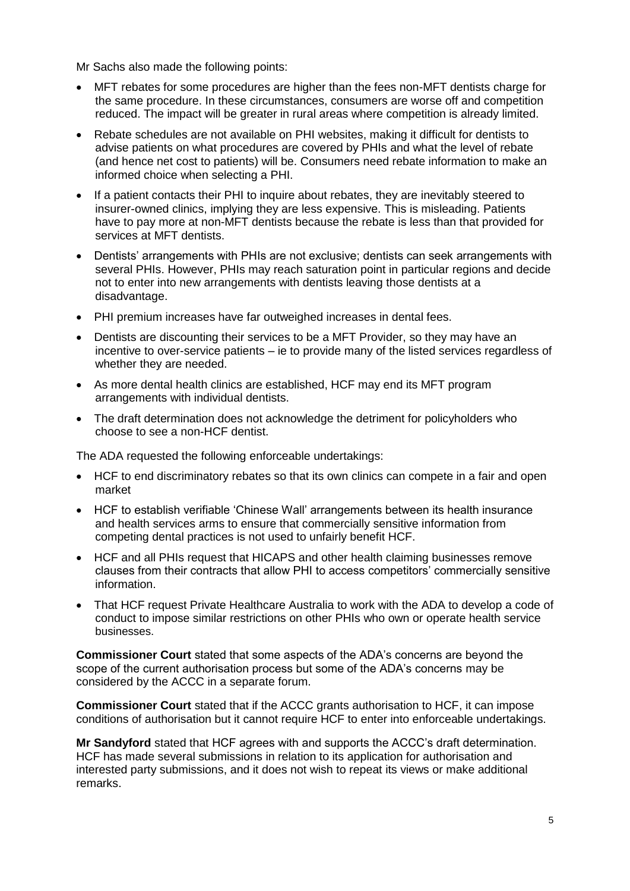Mr Sachs also made the following points:

- MFT rebates for some procedures are higher than the fees non-MFT dentists charge for the same procedure. In these circumstances, consumers are worse off and competition reduced. The impact will be greater in rural areas where competition is already limited.
- Rebate schedules are not available on PHI websites, making it difficult for dentists to advise patients on what procedures are covered by PHIs and what the level of rebate (and hence net cost to patients) will be. Consumers need rebate information to make an informed choice when selecting a PHI.
- If a patient contacts their PHI to inquire about rebates, they are inevitably steered to insurer-owned clinics, implying they are less expensive. This is misleading. Patients have to pay more at non-MFT dentists because the rebate is less than that provided for services at MFT dentists.
- Dentists' arrangements with PHIs are not exclusive; dentists can seek arrangements with several PHIs. However, PHIs may reach saturation point in particular regions and decide not to enter into new arrangements with dentists leaving those dentists at a disadvantage.
- PHI premium increases have far outweighed increases in dental fees.
- Dentists are discounting their services to be a MFT Provider, so they may have an incentive to over-service patients – ie to provide many of the listed services regardless of whether they are needed.
- As more dental health clinics are established, HCF may end its MFT program arrangements with individual dentists.
- The draft determination does not acknowledge the detriment for policyholders who choose to see a non-HCF dentist.

The ADA requested the following enforceable undertakings:

- HCF to end discriminatory rebates so that its own clinics can compete in a fair and open market
- HCF to establish verifiable 'Chinese Wall' arrangements between its health insurance and health services arms to ensure that commercially sensitive information from competing dental practices is not used to unfairly benefit HCF.
- HCF and all PHIs request that HICAPS and other health claiming businesses remove clauses from their contracts that allow PHI to access competitors' commercially sensitive information.
- That HCF request Private Healthcare Australia to work with the ADA to develop a code of conduct to impose similar restrictions on other PHIs who own or operate health service businesses.

**Commissioner Court** stated that some aspects of the ADA's concerns are beyond the scope of the current authorisation process but some of the ADA's concerns may be considered by the ACCC in a separate forum.

**Commissioner Court** stated that if the ACCC grants authorisation to HCF, it can impose conditions of authorisation but it cannot require HCF to enter into enforceable undertakings.

**Mr Sandyford** stated that HCF agrees with and supports the ACCC's draft determination. HCF has made several submissions in relation to its application for authorisation and interested party submissions, and it does not wish to repeat its views or make additional remarks.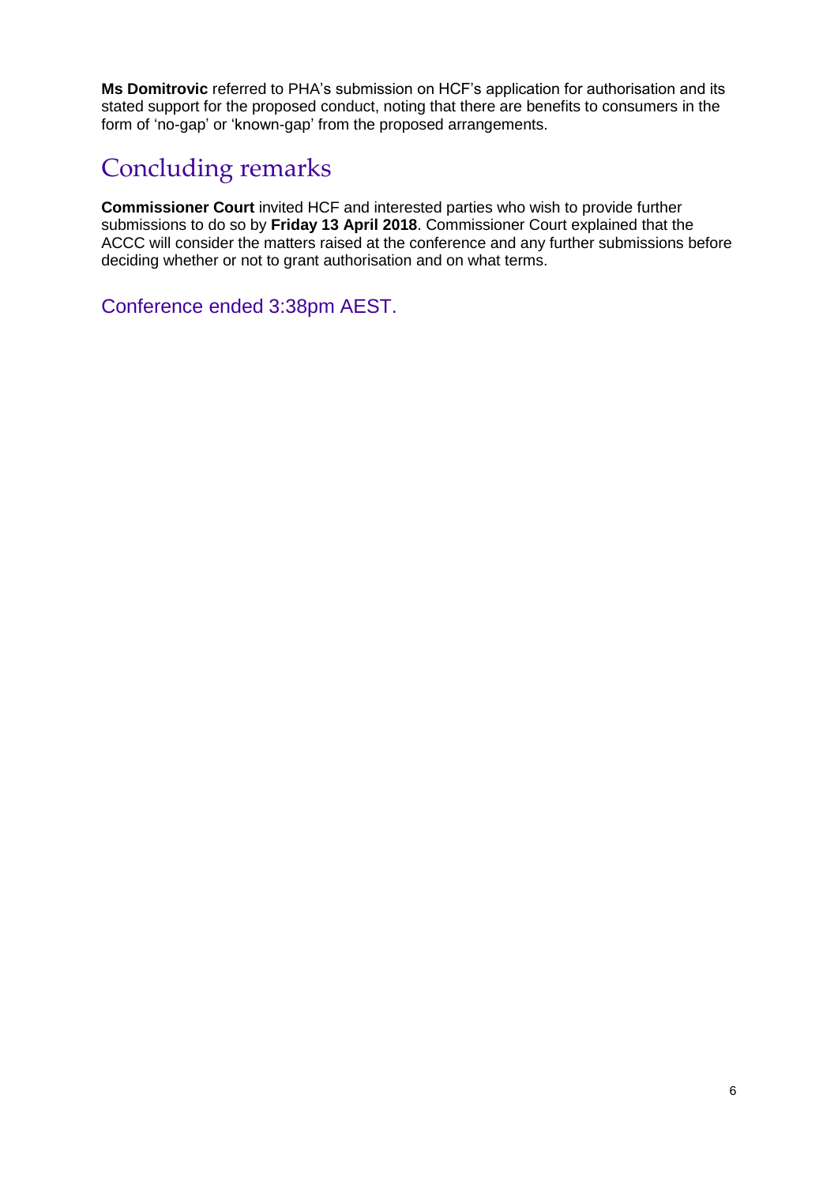**Ms Domitrovic** referred to PHA's submission on HCF's application for authorisation and its stated support for the proposed conduct, noting that there are benefits to consumers in the form of 'no-gap' or 'known-gap' from the proposed arrangements.

## Concluding remarks

**Commissioner Court** invited HCF and interested parties who wish to provide further submissions to do so by **Friday 13 April 2018**. Commissioner Court explained that the ACCC will consider the matters raised at the conference and any further submissions before deciding whether or not to grant authorisation and on what terms.

### Conference ended 3:38pm AEST.